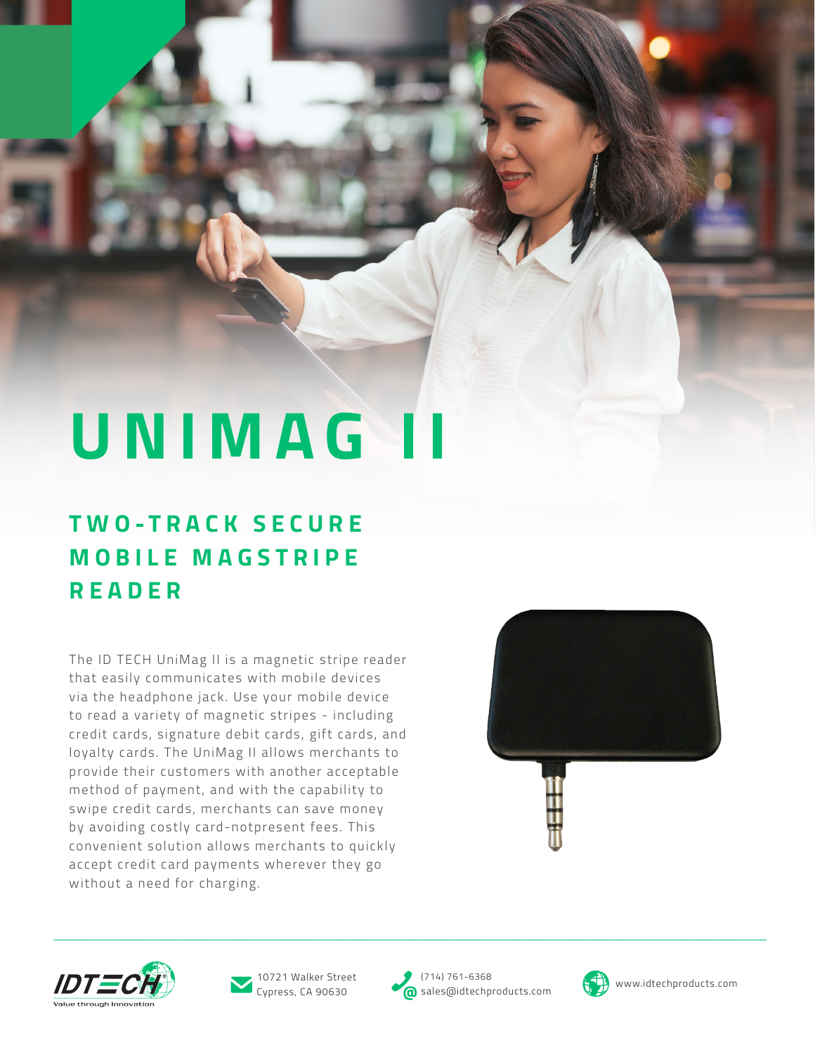# UNIMAG II

## TWO-TRACK SECURE MOBILE MAGSTRIPE READER

The ID TECH UniMag II is a magnetic stripe reader that easily communicates with mobile devices via the headphone jack. Use your mobile device to read a variety of magnetic stripes - including credit cards, signature debit cards, gift cards, and loyalty cards. The UniMag II allows merchants to provide their customers with another acceptable method of payment, and with the capability to swipe credit cards, merchants can save money by avoiding costly card-notpresent fees. This convenient solution allows merchants to quickly accept credit card payments wherever they go without a need for charging.

IDTECH Value through Innovation

10721 Walker Street
Cypress, CA 90630

(714) 761-6368
sales@idtechproducts.com

www.idtechproducts.com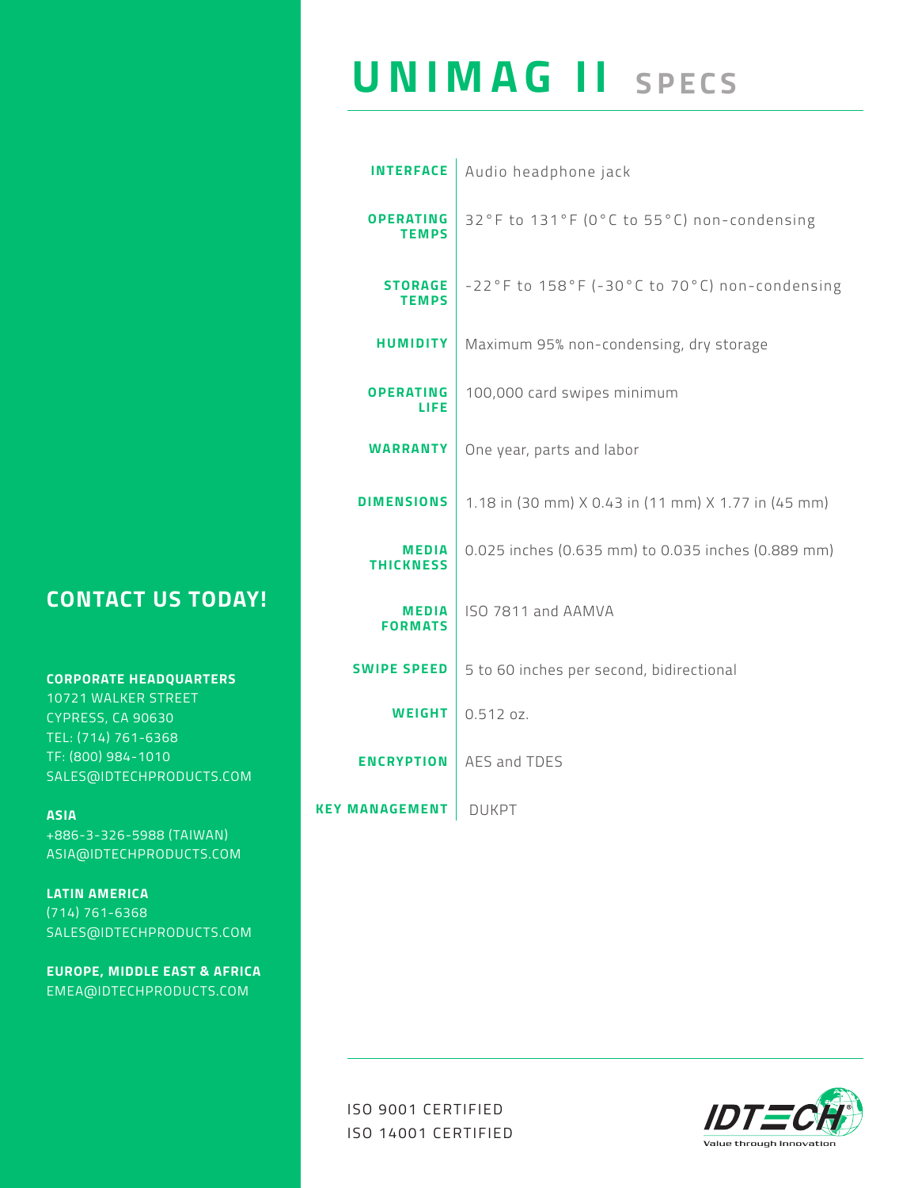# UNIMAG II SPECS

| | |
|---|---|
| **INTERFACE** | Audio headphone jack |
| **OPERATING TEMPS** | 32°F to 131°F (0°C to 55°C) non-condensing |
| **STORAGE TEMPS** | -22°F to 158°F (-30°C to 70°C) non-condensing |
| **HUMIDITY** | Maximum 95% non-condensing, dry storage |
| **OPERATING LIFE** | 100,000 card swipes minimum |
| **WARRANTY** | One year, parts and labor |
| **DIMENSIONS** | 1.18 in (30 mm) X 0.43 in (11 mm) X 1.77 in (45 mm) |
| **MEDIA THICKNESS** | 0.025 inches (0.635 mm) to 0.035 inches (0.889 mm) |
| **MEDIA FORMATS** | ISO 7811 and AAMVA |
| **SWIPE SPEED** | 5 to 60 inches per second, bidirectional |
| **WEIGHT** | 0.512 oz. |
| **ENCRYPTION** | AES and TDES |
| **KEY MANAGEMENT** | DUKPT |

## CONTACT US TODAY!

**CORPORATE HEADQUARTERS**
10721 WALKER STREET
CYPRESS, CA 90630
TEL: (714) 761-6368
TF: (800) 984-1010
SALES@IDTECHPRODUCTS.COM

**ASIA**
+886-3-326-5988 (TAIWAN)
ASIA@IDTECHPRODUCTS.COM

**LATIN AMERICA**
(714) 761-6368
SALES@IDTECHPRODUCTS.COM

**EUROPE, MIDDLE EAST & AFRICA**
EMEA@IDTECHPRODUCTS.COM

ISO 9001 CERTIFIED
ISO 14001 CERTIFIED

IDTECH
Value through Innovation